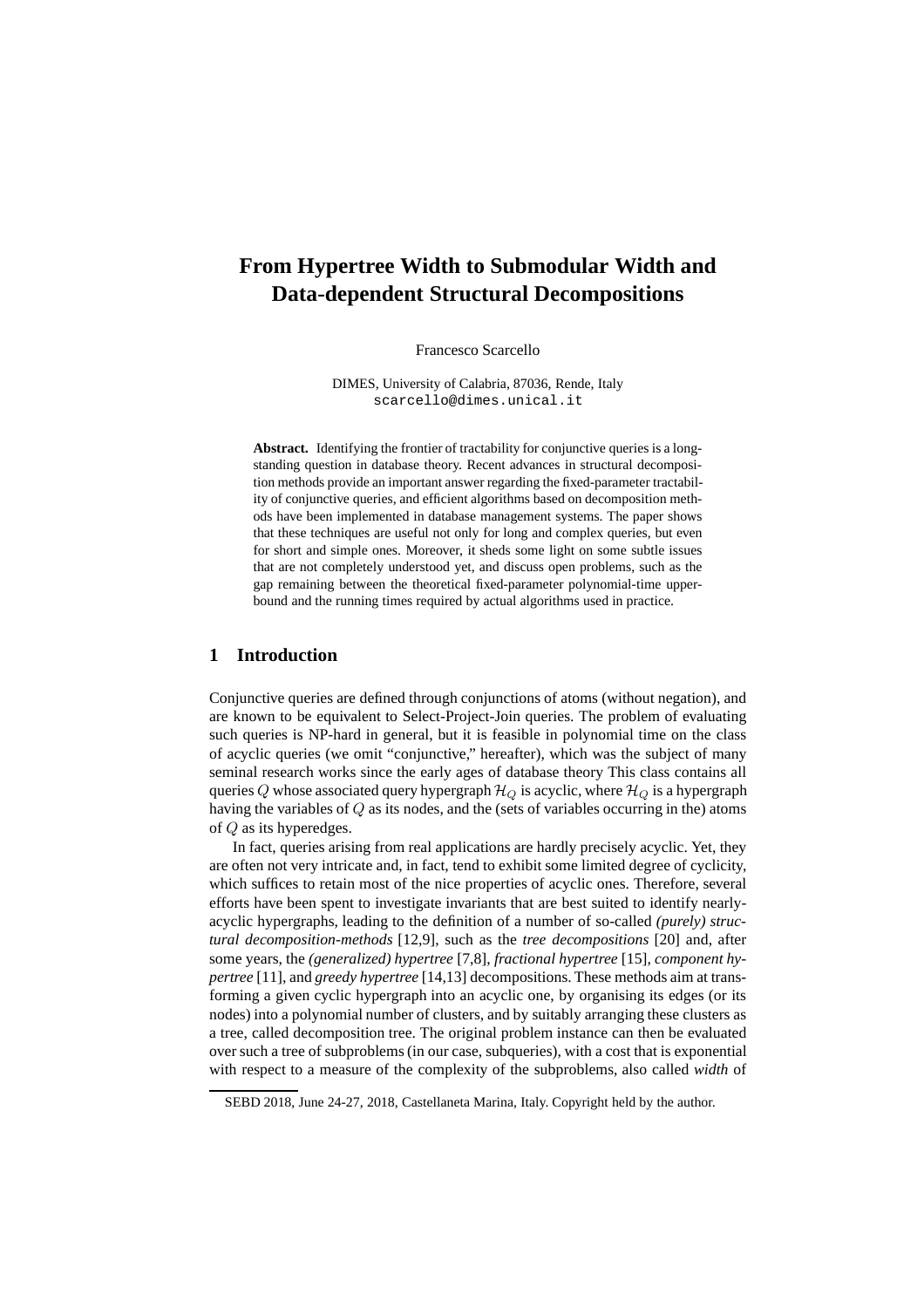# From Hypertree Width to Submodular Width and Data-dependent Structural Decompositions

Francesco Scarcello

DIMES, University of Calabria, 87036, Rende, Italy
scarcello@dimes.unical.it

**Abstract.** Identifying the frontier of tractability for conjunctive queries is a long-standing question in database theory. Recent advances in structural decomposition methods provide an important answer regarding the fixed-parameter tractability of conjunctive queries, and efficient algorithms based on decomposition methods have been implemented in database management systems. The paper shows that these techniques are useful not only for long and complex queries, but even for short and simple ones. Moreover, it sheds some light on some subtle issues that are not completely understood yet, and discuss open problems, such as the gap remaining between the theoretical fixed-parameter polynomial-time upper-bound and the running times required by actual algorithms used in practice.

## 1 Introduction

Conjunctive queries are defined through conjunctions of atoms (without negation), and are known to be equivalent to Select-Project-Join queries. The problem of evaluating such queries is NP-hard in general, but it is feasible in polynomial time on the class of acyclic queries (we omit "conjunctive," hereafter), which was the subject of many seminal research works since the early ages of database theory This class contains all queries $Q$ whose associated query hypergraph $\mathcal{H}_Q$ is acyclic, where $\mathcal{H}_Q$ is a hypergraph having the variables of $Q$ as its nodes, and the (sets of variables occurring in the) atoms of $Q$ as its hyperedges.

In fact, queries arising from real applications are hardly precisely acyclic. Yet, they are often not very intricate and, in fact, tend to exhibit some limited degree of cyclicity, which suffices to retain most of the nice properties of acyclic ones. Therefore, several efforts have been spent to investigate invariants that are best suited to identify nearly-acyclic hypergraphs, leading to the definition of a number of so-called *(purely) structural decomposition-methods* [12,9], such as the *tree decompositions* [20] and, after some years, the *(generalized) hypertree* [7,8], *fractional hypertree* [15], *component hypertree* [11], and *greedy hypertree* [14,13] decompositions. These methods aim at transforming a given cyclic hypergraph into an acyclic one, by organising its edges (or its nodes) into a polynomial number of clusters, and by suitably arranging these clusters as a tree, called decomposition tree. The original problem instance can then be evaluated over such a tree of subproblems (in our case, subqueries), with a cost that is exponential with respect to a measure of the complexity of the subproblems, also called *width* of

SEBD 2018, June 24-27, 2018, Castellaneta Marina, Italy. Copyright held by the author.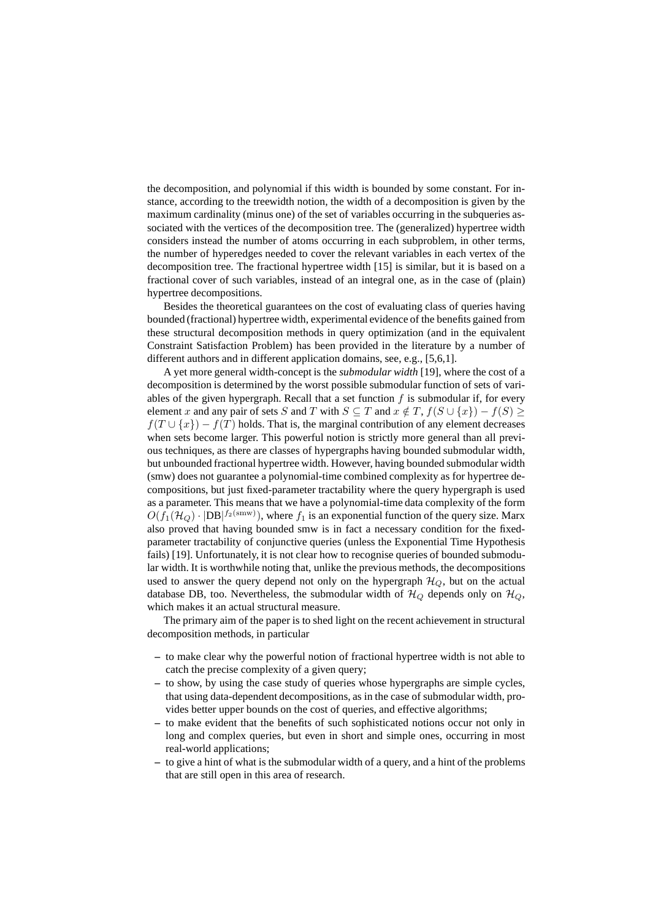the decomposition, and polynomial if this width is bounded by some constant. For instance, according to the treewidth notion, the width of a decomposition is given by the maximum cardinality (minus one) of the set of variables occurring in the subqueries associated with the vertices of the decomposition tree. The (generalized) hypertree width considers instead the number of atoms occurring in each subproblem, in other terms, the number of hyperedges needed to cover the relevant variables in each vertex of the decomposition tree. The fractional hypertree width [15] is similar, but it is based on a fractional cover of such variables, instead of an integral one, as in the case of (plain) hypertree decompositions.

Besides the theoretical guarantees on the cost of evaluating class of queries having bounded (fractional) hypertree width, experimental evidence of the benefits gained from these structural decomposition methods in query optimization (and in the equivalent Constraint Satisfaction Problem) has been provided in the literature by a number of different authors and in different application domains, see, e.g., [5,6,1].

A yet more general width-concept is the *submodular width* [19], where the cost of a decomposition is determined by the worst possible submodular function of sets of variables of the given hypergraph. Recall that a set function $f$ is submodular if, for every element $x$ and any pair of sets $S$ and $T$ with $S \subseteq T$ and $x \notin T$, $f(S \cup \{x\}) - f(S) \geq f(T \cup \{x\}) - f(T)$ holds. That is, the marginal contribution of any element decreases when sets become larger. This powerful notion is strictly more general than all previous techniques, as there are classes of hypergraphs having bounded submodular width, but unbounded fractional hypertree width. However, having bounded submodular width (smw) does not guarantee a polynomial-time combined complexity as for hypertree decompositions, but just fixed-parameter tractability where the query hypergraph is used as a parameter. This means that we have a polynomial-time data complexity of the form $O(f_1(\mathcal{H}_Q) \cdot |\mathrm{DB}|^{f_2(\mathrm{smw})})$, where $f_1$ is an exponential function of the query size. Marx also proved that having bounded smw is in fact a necessary condition for the fixed-parameter tractability of conjunctive queries (unless the Exponential Time Hypothesis fails) [19]. Unfortunately, it is not clear how to recognise queries of bounded submodular width. It is worthwhile noting that, unlike the previous methods, the decompositions used to answer the query depend not only on the hypergraph $\mathcal{H}_Q$, but on the actual database DB, too. Nevertheless, the submodular width of $\mathcal{H}_Q$ depends only on $\mathcal{H}_Q$, which makes it an actual structural measure.

The primary aim of the paper is to shed light on the recent achievement in structural decomposition methods, in particular

- to make clear why the powerful notion of fractional hypertree width is not able to catch the precise complexity of a given query;
- to show, by using the case study of queries whose hypergraphs are simple cycles, that using data-dependent decompositions, as in the case of submodular width, provides better upper bounds on the cost of queries, and effective algorithms;
- to make evident that the benefits of such sophisticated notions occur not only in long and complex queries, but even in short and simple ones, occurring in most real-world applications;
- to give a hint of what is the submodular width of a query, and a hint of the problems that are still open in this area of research.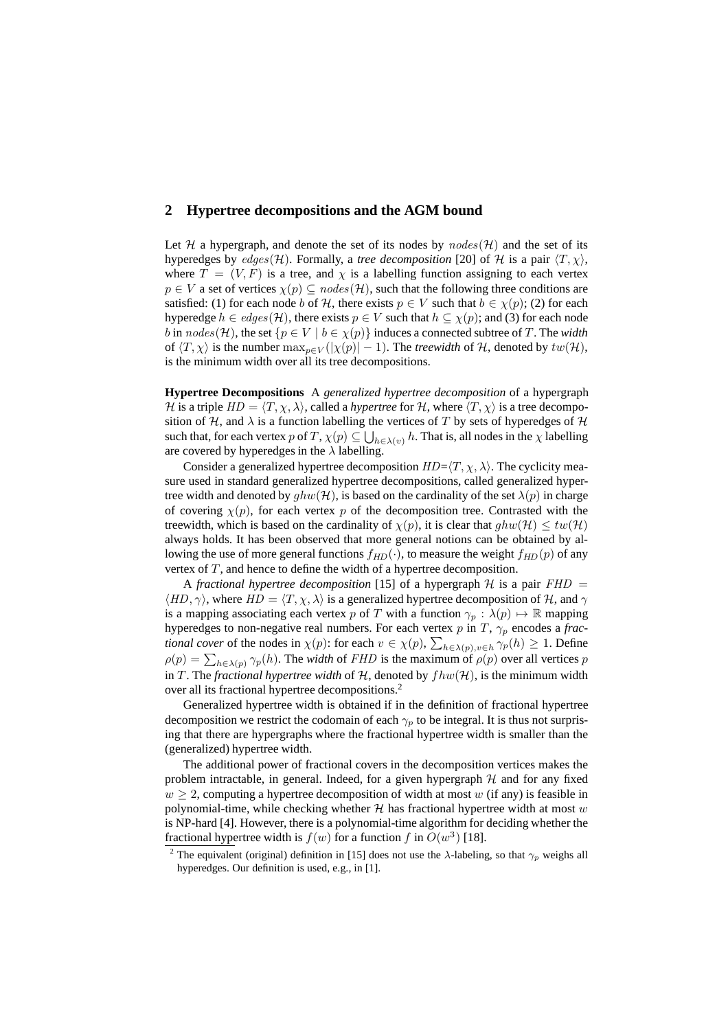## 2 Hypertree decompositions and the AGM bound

Let $\mathcal{H}$ a hypergraph, and denote the set of its nodes by $nodes(\mathcal{H})$ and the set of its hyperedges by $edges(\mathcal{H})$. Formally, a *tree decomposition* [20] of $\mathcal{H}$ is a pair $\langle T, \chi \rangle$, where $T = (V, F)$ is a tree, and $\chi$ is a labelling function assigning to each vertex $p \in V$ a set of vertices $\chi(p) \subseteq nodes(\mathcal{H})$, such that the following three conditions are satisfied: (1) for each node $b$ of $\mathcal{H}$, there exists $p \in V$ such that $b \in \chi(p)$; (2) for each hyperedge $h \in edges(\mathcal{H})$, there exists $p \in V$ such that $h \subseteq \chi(p)$; and (3) for each node $b$ in $nodes(\mathcal{H})$, the set $\{p \in V \mid b \in \chi(p)\}$ induces a connected subtree of $T$. The *width* of $\langle T, \chi \rangle$ is the number $\max_{p \in V}(|\chi(p)| - 1)$. The *treewidth* of $\mathcal{H}$, denoted by $tw(\mathcal{H})$, is the minimum width over all its tree decompositions.

**Hypertree Decompositions** A *generalized hypertree decomposition* of a hypergraph $\mathcal{H}$ is a triple $HD = \langle T, \chi, \lambda \rangle$, called a *hypertree* for $\mathcal{H}$, where $\langle T, \chi \rangle$ is a tree decomposition of $\mathcal{H}$, and $\lambda$ is a function labelling the vertices of $T$ by sets of hyperedges of $\mathcal{H}$ such that, for each vertex $p$ of $T$, $\chi(p) \subseteq \bigcup_{h \in \lambda(v)} h$. That is, all nodes in the $\chi$ labelling are covered by hyperedges in the $\lambda$ labelling.

Consider a generalized hypertree decomposition $HD$=$\langle T, \chi, \lambda \rangle$. The cyclicity measure used in standard generalized hypertree decompositions, called generalized hypertree width and denoted by $ghw(\mathcal{H})$, is based on the cardinality of the set $\lambda(p)$ in charge of covering $\chi(p)$, for each vertex $p$ of the decomposition tree. Contrasted with the treewidth, which is based on the cardinality of $\chi(p)$, it is clear that $ghw(\mathcal{H}) \leq tw(\mathcal{H})$ always holds. It has been observed that more general notions can be obtained by allowing the use of more general functions $f_{HD}(\cdot)$, to measure the weight $f_{HD}(p)$ of any vertex of $T$, and hence to define the width of a hypertree decomposition.

A *fractional hypertree decomposition* [15] of a hypergraph $\mathcal{H}$ is a pair $FHD = \langle HD, \gamma \rangle$, where $HD = \langle T, \chi, \lambda \rangle$ is a generalized hypertree decomposition of $\mathcal{H}$, and $\gamma$ is a mapping associating each vertex $p$ of $T$ with a function $\gamma_p : \lambda(p) \mapsto \mathbb{R}$ mapping hyperedges to non-negative real numbers. For each vertex $p$ in $T$, $\gamma_p$ encodes a *fractional cover* of the nodes in $\chi(p)$: for each $v \in \chi(p)$, $\sum_{h \in \lambda(p), v \in h} \gamma_p(h) \geq 1$. Define $\rho(p) = \sum_{h \in \lambda(p)} \gamma_p(h)$. The *width* of $FHD$ is the maximum of $\rho(p)$ over all vertices $p$ in $T$. The *fractional hypertree width* of $\mathcal{H}$, denoted by $fhw(\mathcal{H})$, is the minimum width over all its fractional hypertree decompositions.[2]

Generalized hypertree width is obtained if in the definition of fractional hypertree decomposition we restrict the codomain of each $\gamma_p$ to be integral. It is thus not surprising that there are hypergraphs where the fractional hypertree width is smaller than the (generalized) hypertree width.

The additional power of fractional covers in the decomposition vertices makes the problem intractable, in general. Indeed, for a given hypergraph $\mathcal{H}$ and for any fixed $w \geq 2$, computing a hypertree decomposition of width at most $w$ (if any) is feasible in polynomial-time, while checking whether $\mathcal{H}$ has fractional hypertree width at most $w$ is NP-hard [4]. However, there is a polynomial-time algorithm for deciding whether the fractional hypertree width is $f(w)$ for a function $f$ in $O(w^3)$ [18].

[2] The equivalent (original) definition in [15] does not use the $\lambda$-labeling, so that $\gamma_p$ weighs all hyperedges. Our definition is used, e.g., in [1].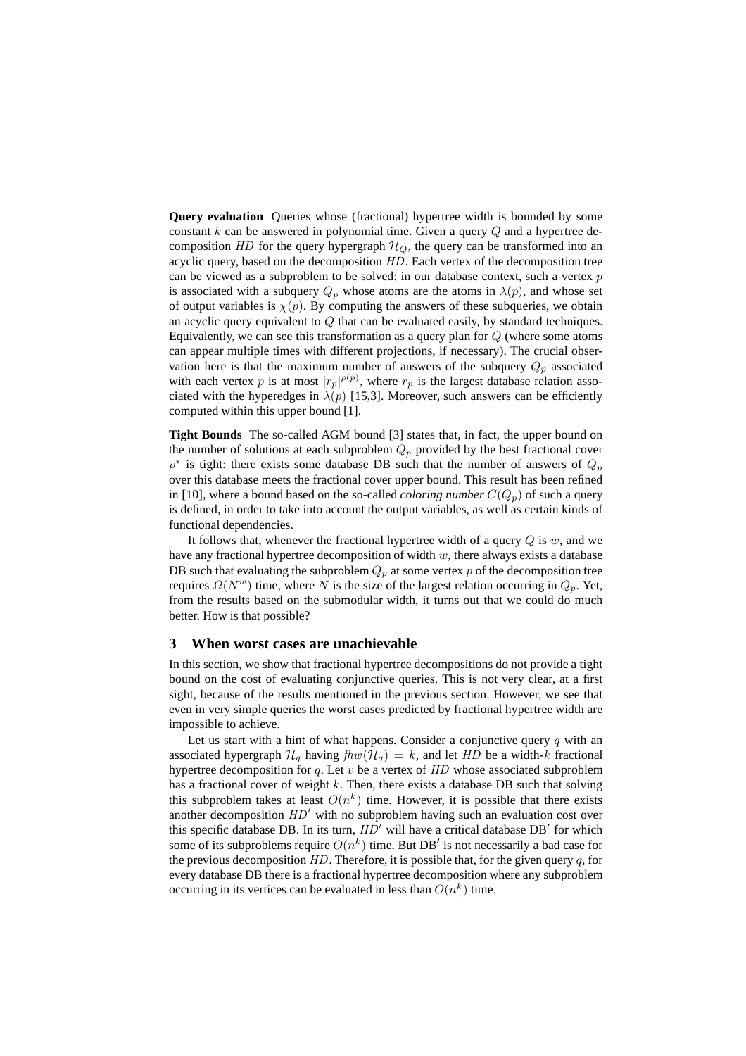**Query evaluation** Queries whose (fractional) hypertree width is bounded by some constant $k$ can be answered in polynomial time. Given a query $Q$ and a hypertree decomposition $HD$ for the query hypergraph $\mathcal{H}_Q$, the query can be transformed into an acyclic query, based on the decomposition $HD$. Each vertex of the decomposition tree can be viewed as a subproblem to be solved: in our database context, such a vertex $p$ is associated with a subquery $Q_p$ whose atoms are the atoms in $\lambda(p)$, and whose set of output variables is $\chi(p)$. By computing the answers of these subqueries, we obtain an acyclic query equivalent to $Q$ that can be evaluated easily, by standard techniques. Equivalently, we can see this transformation as a query plan for $Q$ (where some atoms can appear multiple times with different projections, if necessary). The crucial observation here is that the maximum number of answers of the subquery $Q_p$ associated with each vertex $p$ is at most $|r_p|^{\rho(p)}$, where $r_p$ is the largest database relation associated with the hyperedges in $\lambda(p)$ [15,3]. Moreover, such answers can be efficiently computed within this upper bound [1].

**Tight Bounds** The so-called AGM bound [3] states that, in fact, the upper bound on the number of solutions at each subproblem $Q_p$ provided by the best fractional cover $\rho^*$ is tight: there exists some database DB such that the number of answers of $Q_p$ over this database meets the fractional cover upper bound. This result has been refined in [10], where a bound based on the so-called *coloring number* $C(Q_p)$ of such a query is defined, in order to take into account the output variables, as well as certain kinds of functional dependencies.

It follows that, whenever the fractional hypertree width of a query $Q$ is $w$, and we have any fractional hypertree decomposition of width $w$, there always exists a database DB such that evaluating the subproblem $Q_p$ at some vertex $p$ of the decomposition tree requires $\Omega(N^w)$ time, where $N$ is the size of the largest relation occurring in $Q_p$. Yet, from the results based on the submodular width, it turns out that we could do much better. How is that possible?

## 3 When worst cases are unachievable

In this section, we show that fractional hypertree decompositions do not provide a tight bound on the cost of evaluating conjunctive queries. This is not very clear, at a first sight, because of the results mentioned in the previous section. However, we see that even in very simple queries the worst cases predicted by fractional hypertree width are impossible to achieve.

Let us start with a hint of what happens. Consider a conjunctive query $q$ with an associated hypergraph $\mathcal{H}_q$ having $fhw(\mathcal{H}_q) = k$, and let $HD$ be a width-$k$ fractional hypertree decomposition for $q$. Let $v$ be a vertex of $HD$ whose associated subproblem has a fractional cover of weight $k$. Then, there exists a database DB such that solving this subproblem takes at least $O(n^k)$ time. However, it is possible that there exists another decomposition $HD'$ with no subproblem having such an evaluation cost over this specific database DB. In its turn, $HD'$ will have a critical database DB$'$ for which some of its subproblems require $O(n^k)$ time. But DB$'$ is not necessarily a bad case for the previous decomposition $HD$. Therefore, it is possible that, for the given query $q$, for every database DB there is a fractional hypertree decomposition where any subproblem occurring in its vertices can be evaluated in less than $O(n^k)$ time.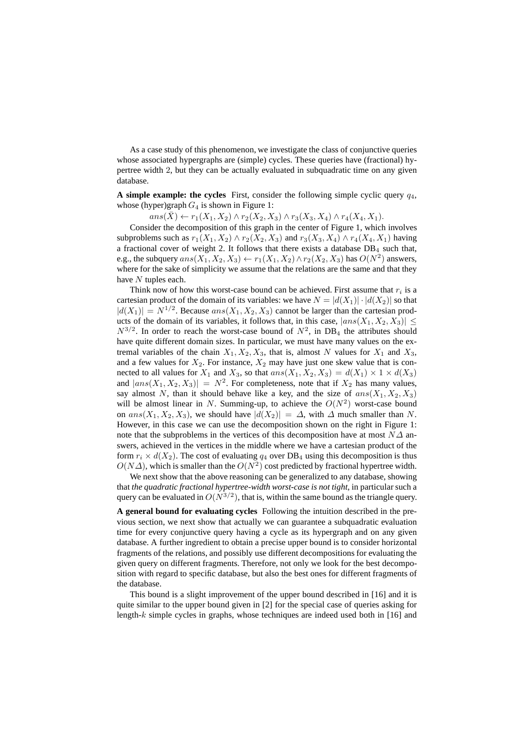As a case study of this phenomenon, we investigate the class of conjunctive queries whose associated hypergraphs are (simple) cycles. These queries have (fractional) hypertree width 2, but they can be actually evaluated in subquadratic time on any given database.

**A simple example: the cycles** First, consider the following simple cyclic query $q_4$, whose (hyper)graph $G_4$ is shown in Figure 1:

$$ans(\bar{X}) \leftarrow r_1(X_1, X_2) \wedge r_2(X_2, X_3) \wedge r_3(X_3, X_4) \wedge r_4(X_4, X_1).$$

Consider the decomposition of this graph in the center of Figure 1, which involves subproblems such as $r_1(X_1, X_2) \wedge r_2(X_2, X_3)$ and $r_3(X_3, X_4) \wedge r_4(X_4, X_1)$ having a fractional cover of weight 2. It follows that there exists a database $\mathrm{DB}_4$ such that, e.g., the subquery $ans(X_1, X_2, X_3) \leftarrow r_1(X_1, X_2) \wedge r_2(X_2, X_3)$ has $O(N^2)$ answers, where for the sake of simplicity we assume that the relations are the same and that they have $N$ tuples each.

Think now of how this worst-case bound can be achieved. First assume that $r_i$ is a cartesian product of the domain of its variables: we have $N = |d(X_1)| \cdot |d(X_2)|$ so that $|d(X_1)| = N^{1/2}$. Because $ans(X_1, X_2, X_3)$ cannot be larger than the cartesian products of the domain of its variables, it follows that, in this case, $|ans(X_1, X_2, X_3)| \leq N^{3/2}$. In order to reach the worst-case bound of $N^2$, in $\mathrm{DB}_4$ the attributes should have quite different domain sizes. In particular, we must have many values on the extremal variables of the chain $X_1, X_2, X_3$, that is, almost $N$ values for $X_1$ and $X_3$, and a few values for $X_2$. For instance, $X_2$ may have just one skew value that is connected to all values for $X_1$ and $X_3$, so that $ans(X_1, X_2, X_3) = d(X_1) \times 1 \times d(X_3)$ and $|ans(X_1, X_2, X_3)| = N^2$. For completeness, note that if $X_2$ has many values, say almost $N$, than it should behave like a key, and the size of $ans(X_1, X_2, X_3)$ will be almost linear in $N$. Summing-up, to achieve the $O(N^2)$ worst-case bound on $ans(X_1, X_2, X_3)$, we should have $|d(X_2)| = \Delta$, with $\Delta$ much smaller than $N$. However, in this case we can use the decomposition shown on the right in Figure 1: note that the subproblems in the vertices of this decomposition have at most $N\Delta$ answers, achieved in the vertices in the middle where we have a cartesian product of the form $r_i \times d(X_2)$. The cost of evaluating $q_4$ over $\mathrm{DB}_4$ using this decomposition is thus $O(N\Delta)$, which is smaller than the $O(N^2)$ cost predicted by fractional hypertree width.

We next show that the above reasoning can be generalized to any database, showing that *the quadratic fractional hypertree-width worst-case is not tight*, in particular such a query can be evaluated in $O(N^{3/2})$, that is, within the same bound as the triangle query.

**A general bound for evaluating cycles** Following the intuition described in the previous section, we next show that actually we can guarantee a subquadratic evaluation time for every conjunctive query having a cycle as its hypergraph and on any given database. A further ingredient to obtain a precise upper bound is to consider horizontal fragments of the relations, and possibly use different decompositions for evaluating the given query on different fragments. Therefore, not only we look for the best decomposition with regard to specific database, but also the best ones for different fragments of the database.

This bound is a slight improvement of the upper bound described in [16] and it is quite similar to the upper bound given in [2] for the special case of queries asking for length-$k$ simple cycles in graphs, whose techniques are indeed used both in [16] and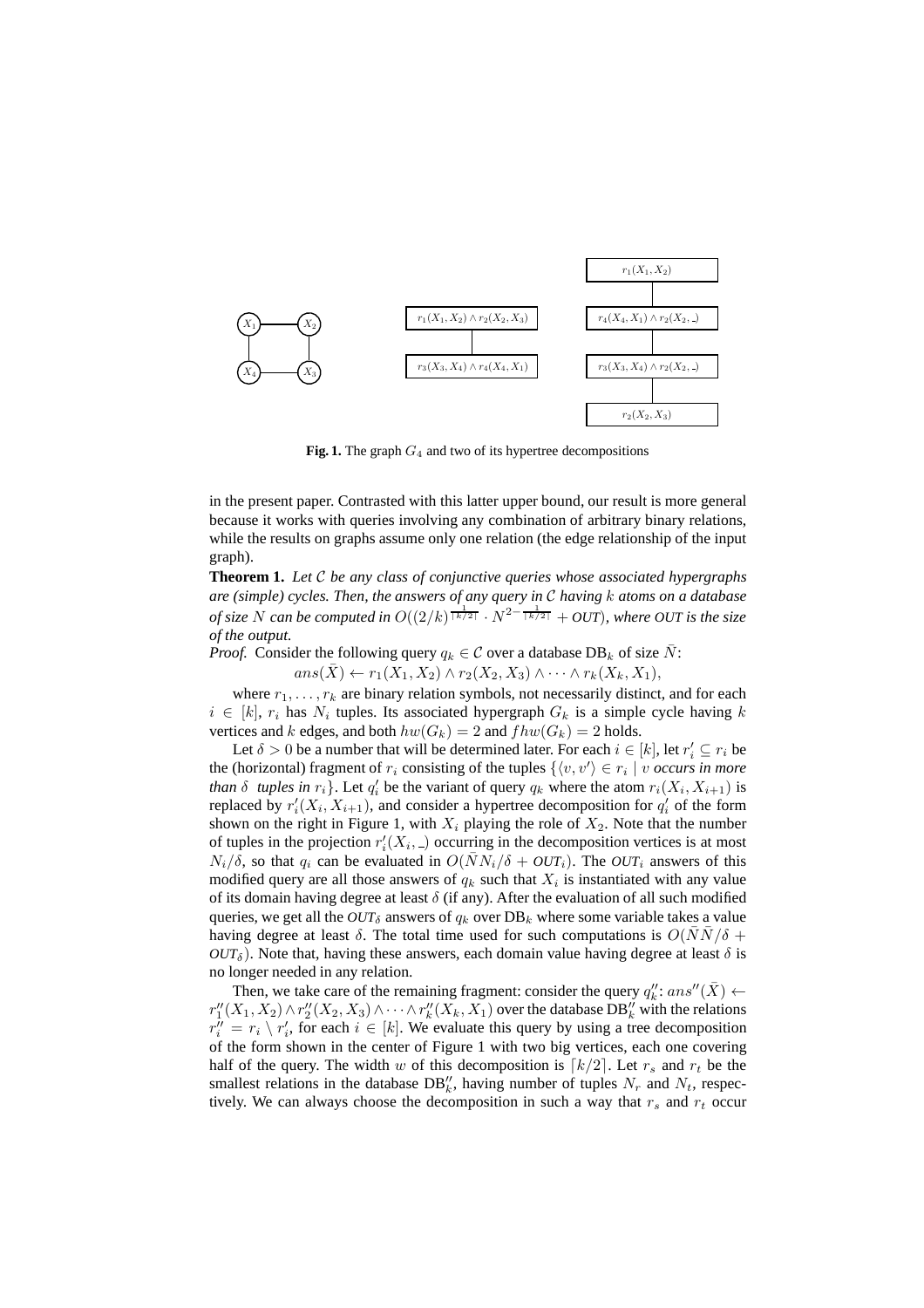**Fig. 1.** The graph $G_4$ and two of its hypertree decompositions

in the present paper. Contrasted with this latter upper bound, our result is more general because it works with queries involving any combination of arbitrary binary relations, while the results on graphs assume only one relation (the edge relationship of the input graph).

**Theorem 1.** *Let $\mathcal{C}$ be any class of conjunctive queries whose associated hypergraphs are (simple) cycles. Then, the answers of any query in $\mathcal{C}$ having $k$ atoms on a database of size $N$ can be computed in $O((2/k)^{\frac{1}{\lceil k/2 \rceil}} \cdot N^{2-\frac{1}{\lceil k/2 \rceil}} + OUT)$, where OUT is the size of the output.*

*Proof.* Consider the following query $q_k \in \mathcal{C}$ over a database $\mathrm{DB}_k$ of size $\bar{N}$:

$$ans(\bar{X}) \leftarrow r_1(X_1, X_2) \wedge r_2(X_2, X_3) \wedge \cdots \wedge r_k(X_k, X_1),$$

where $r_1, \ldots, r_k$ are binary relation symbols, not necessarily distinct, and for each $i \in [k]$, $r_i$ has $N_i$ tuples. Its associated hypergraph $G_k$ is a simple cycle having $k$ vertices and $k$ edges, and both $hw(G_k) = 2$ and $fhw(G_k) = 2$ holds.

Let $\delta > 0$ be a number that will be determined later. For each $i \in [k]$, let $r'_i \subseteq r_i$ be the (horizontal) fragment of $r_i$ consisting of the tuples $\{\langle v, v' \rangle \in r_i \mid v$ *occurs in more than* $\delta$ *tuples in* $r_i\}$. Let $q'_i$ be the variant of query $q_k$ where the atom $r_i(X_i, X_{i+1})$ is replaced by $r'_i(X_i, X_{i+1})$, and consider a hypertree decomposition for $q'_i$ of the form shown on the right in Figure 1, with $X_i$ playing the role of $X_2$. Note that the number of tuples in the projection $r'_i(X_i, \_)$ occurring in the decomposition vertices is at most $N_i/\delta$, so that $q_i$ can be evaluated in $O(\bar{N}N_i/\delta + OUT_i)$. The $OUT_i$ answers of this modified query are all those answers of $q_k$ such that $X_i$ is instantiated with any value of its domain having degree at least $\delta$ (if any). After the evaluation of all such modified queries, we get all the $OUT_\delta$ answers of $q_k$ over $\mathrm{DB}_k$ where some variable takes a value having degree at least $\delta$. The total time used for such computations is $O(\bar{N}\bar{N}/\delta + OUT_\delta)$. Note that, having these answers, each domain value having degree at least $\delta$ is no longer needed in any relation.

Then, we take care of the remaining fragment: consider the query $q''_k$: $ans''(\bar{X}) \leftarrow r''_1(X_1, X_2) \wedge r''_2(X_2, X_3) \wedge \cdots \wedge r''_k(X_k, X_1)$ over the database $\mathrm{DB}''_k$ with the relations $r''_i = r_i \setminus r'_i$, for each $i \in [k]$. We evaluate this query by using a tree decomposition of the form shown in the center of Figure 1 with two big vertices, each one covering half of the query. The width $w$ of this decomposition is $\lceil k/2 \rceil$. Let $r_s$ and $r_t$ be the smallest relations in the database $\mathrm{DB}''_k$, having number of tuples $N_r$ and $N_t$, respectively. We can always choose the decomposition in such a way that $r_s$ and $r_t$ occur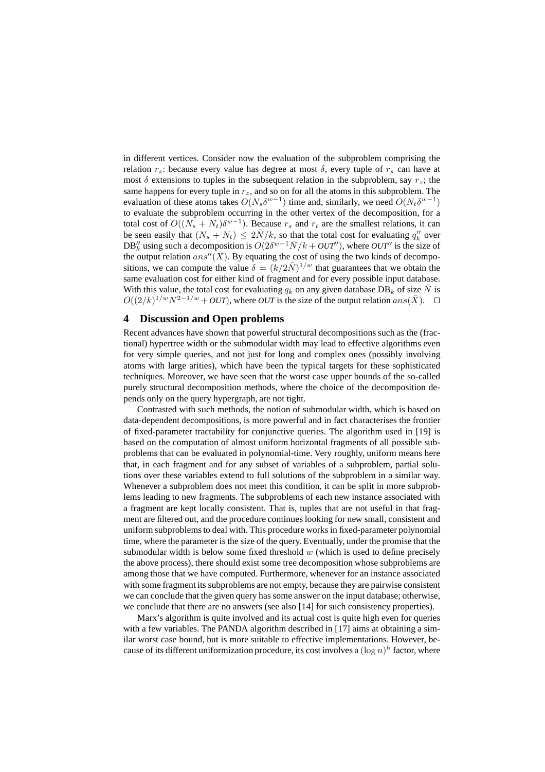in different vertices. Consider now the evaluation of the subproblem comprising the relation $r_s$: because every value has degree at most $\delta$, every tuple of $r_s$ can have at most $\delta$ extensions to tuples in the subsequent relation in the subproblem, say $r_z$; the same happens for every tuple in $r_z$, and so on for all the atoms in this subproblem. The evaluation of these atoms takes $O(N_s \delta^{w-1})$ time and, similarly, we need $O(N_t \delta^{w-1})$ to evaluate the subproblem occurring in the other vertex of the decomposition, for a total cost of $O((N_s + N_t)\delta^{w-1})$. Because $r_s$ and $r_t$ are the smallest relations, it can be seen easily that $(N_s + N_t) \leq 2\bar{N}/k$, so that the total cost for evaluating $q_k''$ over $\mathrm{DB}_k''$ using such a decomposition is $O(2\delta^{w-1}\bar{N}/k + \mathit{OUT}'')$, where $\mathit{OUT}''$ is the size of the output relation $ans''(\bar{X})$. By equating the cost of using the two kinds of decompositions, we can compute the value $\delta = (k/2\bar{N})^{1/w}$ that guarantees that we obtain the same evaluation cost for either kind of fragment and for every possible input database. With this value, the total cost for evaluating $q_k$ on any given database $\mathrm{DB}_k$ of size $\bar{N}$ is $O((2/k)^{1/w} N^{2-1/w} + \mathit{OUT})$, where $\mathit{OUT}$ is the size of the output relation $ans(\bar{X})$. □

## 4 Discussion and Open problems

Recent advances have shown that powerful structural decompositions such as the (fractional) hypertree width or the submodular width may lead to effective algorithms even for very simple queries, and not just for long and complex ones (possibly involving atoms with large arities), which have been the typical targets for these sophisticated techniques. Moreover, we have seen that the worst case upper bounds of the so-called purely structural decomposition methods, where the choice of the decomposition depends only on the query hypergraph, are not tight.

Contrasted with such methods, the notion of submodular width, which is based on data-dependent decompositions, is more powerful and in fact characterises the frontier of fixed-parameter tractability for conjunctive queries. The algorithm used in [19] is based on the computation of almost uniform horizontal fragments of all possible subproblems that can be evaluated in polynomial-time. Very roughly, uniform means here that, in each fragment and for any subset of variables of a subproblem, partial solutions over these variables extend to full solutions of the subproblem in a similar way. Whenever a subproblem does not meet this condition, it can be split in more subproblems leading to new fragments. The subproblems of each new instance associated with a fragment are kept locally consistent. That is, tuples that are not useful in that fragment are filtered out, and the procedure continues looking for new small, consistent and uniform subproblems to deal with. This procedure works in fixed-parameter polynomial time, where the parameter is the size of the query. Eventually, under the promise that the submodular width is below some fixed threshold $w$ (which is used to define precisely the above process), there should exist some tree decomposition whose subproblems are among those that we have computed. Furthermore, whenever for an instance associated with some fragment its subproblems are not empty, because they are pairwise consistent we can conclude that the given query has some answer on the input database; otherwise, we conclude that there are no answers (see also [14] for such consistency properties).

Marx's algorithm is quite involved and its actual cost is quite high even for queries with a few variables. The PANDA algorithm described in [17] aims at obtaining a similar worst case bound, but is more suitable to effective implementations. However, because of its different uniformization procedure, its cost involves a $(\log n)^h$ factor, where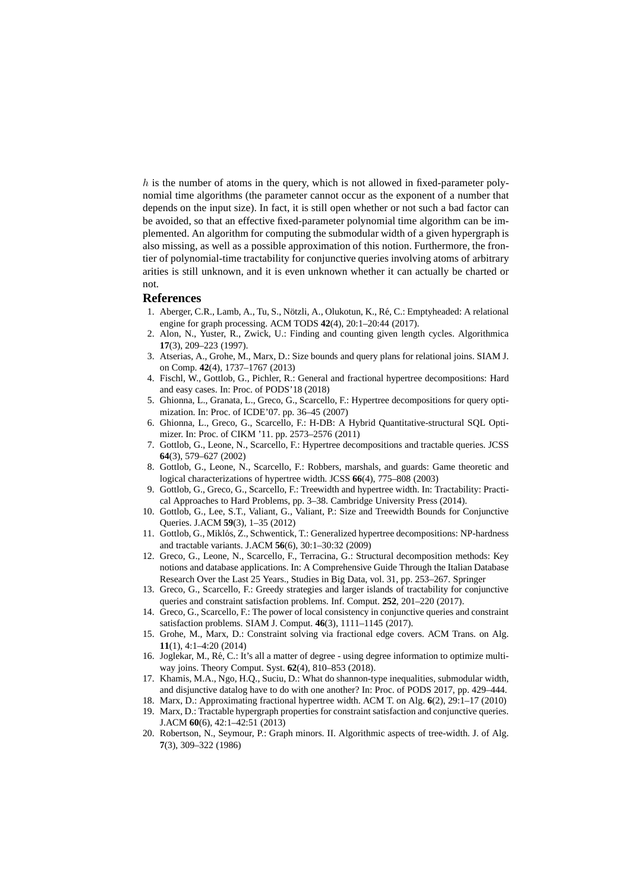$h$ is the number of atoms in the query, which is not allowed in fixed-parameter polynomial time algorithms (the parameter cannot occur as the exponent of a number that depends on the input size). In fact, it is still open whether or not such a bad factor can be avoided, so that an effective fixed-parameter polynomial time algorithm can be implemented. An algorithm for computing the submodular width of a given hypergraph is also missing, as well as a possible approximation of this notion. Furthermore, the frontier of polynomial-time tractability for conjunctive queries involving atoms of arbitrary arities is still unknown, and it is even unknown whether it can actually be charted or not.

## References

1. Aberger, C.R., Lamb, A., Tu, S., Nötzli, A., Olukotun, K., Ré, C.: Emptyheaded: A relational engine for graph processing. ACM TODS **42**(4), 20:1–20:44 (2017).
2. Alon, N., Yuster, R., Zwick, U.: Finding and counting given length cycles. Algorithmica **17**(3), 209–223 (1997).
3. Atserias, A., Grohe, M., Marx, D.: Size bounds and query plans for relational joins. SIAM J. on Comp. **42**(4), 1737–1767 (2013)
4. Fischl, W., Gottlob, G., Pichler, R.: General and fractional hypertree decompositions: Hard and easy cases. In: Proc. of PODS'18 (2018)
5. Ghionna, L., Granata, L., Greco, G., Scarcello, F.: Hypertree decompositions for query optimization. In: Proc. of ICDE'07. pp. 36–45 (2007)
6. Ghionna, L., Greco, G., Scarcello, F.: H-DB: A Hybrid Quantitative-structural SQL Optimizer. In: Proc. of CIKM '11. pp. 2573–2576 (2011)
7. Gottlob, G., Leone, N., Scarcello, F.: Hypertree decompositions and tractable queries. JCSS **64**(3), 579–627 (2002)
8. Gottlob, G., Leone, N., Scarcello, F.: Robbers, marshals, and guards: Game theoretic and logical characterizations of hypertree width. JCSS **66**(4), 775–808 (2003)
9. Gottlob, G., Greco, G., Scarcello, F.: Treewidth and hypertree width. In: Tractability: Practical Approaches to Hard Problems, pp. 3–38. Cambridge University Press (2014).
10. Gottlob, G., Lee, S.T., Valiant, G., Valiant, P.: Size and Treewidth Bounds for Conjunctive Queries. J.ACM **59**(3), 1–35 (2012)
11. Gottlob, G., Miklós, Z., Schwentick, T.: Generalized hypertree decompositions: NP-hardness and tractable variants. J.ACM **56**(6), 30:1–30:32 (2009)
12. Greco, G., Leone, N., Scarcello, F., Terracina, G.: Structural decomposition methods: Key notions and database applications. In: A Comprehensive Guide Through the Italian Database Research Over the Last 25 Years., Studies in Big Data, vol. 31, pp. 253–267. Springer
13. Greco, G., Scarcello, F.: Greedy strategies and larger islands of tractability for conjunctive queries and constraint satisfaction problems. Inf. Comput. **252**, 201–220 (2017).
14. Greco, G., Scarcello, F.: The power of local consistency in conjunctive queries and constraint satisfaction problems. SIAM J. Comput. **46**(3), 1111–1145 (2017).
15. Grohe, M., Marx, D.: Constraint solving via fractional edge covers. ACM Trans. on Alg. **11**(1), 4:1–4:20 (2014)
16. Joglekar, M., Ré, C.: It's all a matter of degree - using degree information to optimize multiway joins. Theory Comput. Syst. **62**(4), 810–853 (2018).
17. Khamis, M.A., Ngo, H.Q., Suciu, D.: What do shannon-type inequalities, submodular width, and disjunctive datalog have to do with one another? In: Proc. of PODS 2017, pp. 429–444.
18. Marx, D.: Approximating fractional hypertree width. ACM T. on Alg. **6**(2), 29:1–17 (2010)
19. Marx, D.: Tractable hypergraph properties for constraint satisfaction and conjunctive queries. J.ACM **60**(6), 42:1–42:51 (2013)
20. Robertson, N., Seymour, P.: Graph minors. II. Algorithmic aspects of tree-width. J. of Alg. **7**(3), 309–322 (1986)